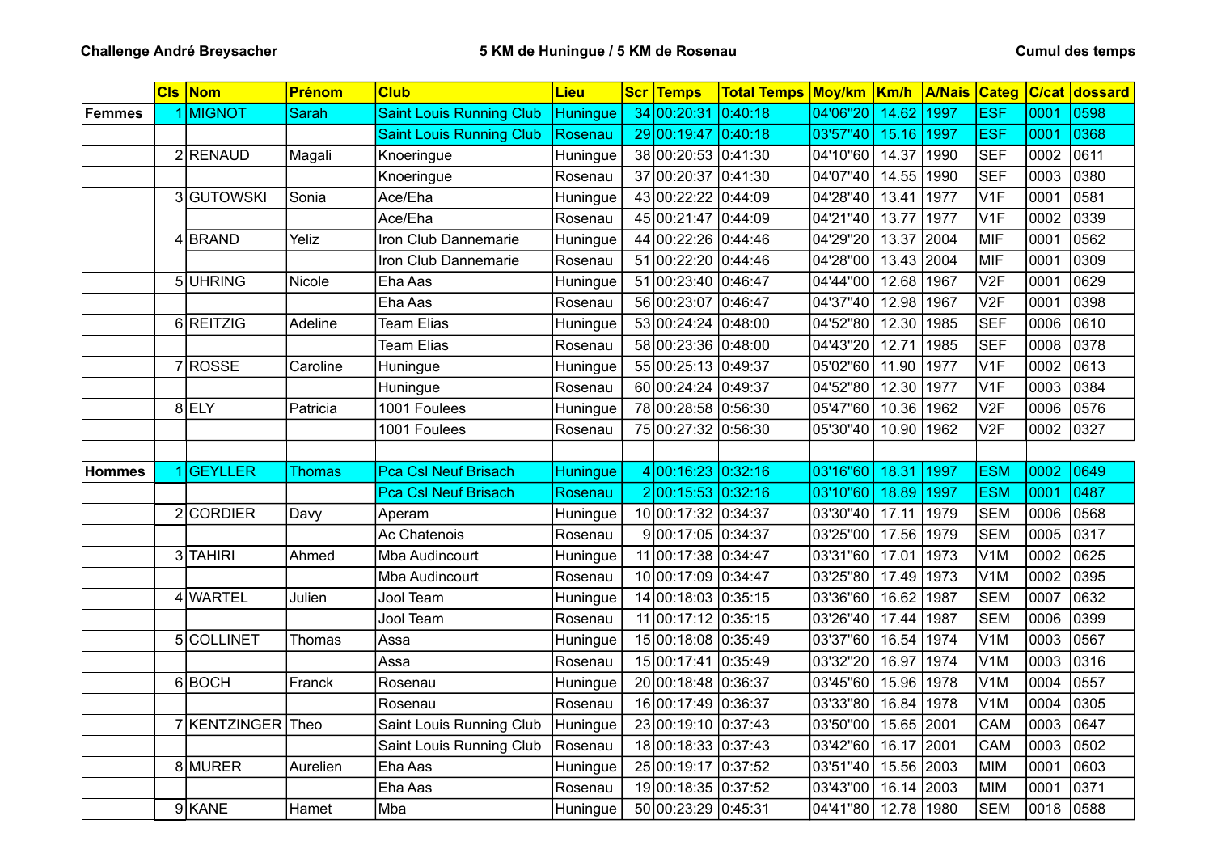**Challenge André Breysacher** | **5 KM de Huningue / 5 KM de Rosenau** | **Cumul des temps**

| | Cls | Nom | Prénom | Club | Lieu | Scr | Temps | Total Temps | Moy/km | Km/h | A/Nais | Categ | C/cat | dossard |
|---|---|---|---|---|---|---|---|---|---|---|---|---|---|---|
| **Femmes** | 1 | MIGNOT | Sarah | Saint Louis Running Club | Huningue | 34 | 00:20:31 | 0:40:18 | 04'06"20 | 14.62 | 1997 | ESF | 0001 | 0598 |
| | | | | Saint Louis Running Club | Rosenau | 29 | 00:19:47 | 0:40:18 | 03'57"40 | 15.16 | 1997 | ESF | 0001 | 0368 |
| | 2 | RENAUD | Magali | Knoeringue | Huningue | 38 | 00:20:53 | 0:41:30 | 04'10"60 | 14.37 | 1990 | SEF | 0002 | 0611 |
| | | | | Knoeringue | Rosenau | 37 | 00:20:37 | 0:41:30 | 04'07"40 | 14.55 | 1990 | SEF | 0003 | 0380 |
| | 3 | GUTOWSKI | Sonia | Ace/Eha | Huningue | 43 | 00:22:22 | 0:44:09 | 04'28"40 | 13.41 | 1977 | V1F | 0001 | 0581 |
| | | | | Ace/Eha | Rosenau | 45 | 00:21:47 | 0:44:09 | 04'21"40 | 13.77 | 1977 | V1F | 0002 | 0339 |
| | 4 | BRAND | Yeliz | Iron Club Dannemarie | Huningue | 44 | 00:22:26 | 0:44:46 | 04'29"20 | 13.37 | 2004 | MIF | 0001 | 0562 |
| | | | | Iron Club Dannemarie | Rosenau | 51 | 00:22:20 | 0:44:46 | 04'28"00 | 13.43 | 2004 | MIF | 0001 | 0309 |
| | 5 | UHRING | Nicole | Eha Aas | Huningue | 51 | 00:23:40 | 0:46:47 | 04'44"00 | 12.68 | 1967 | V2F | 0001 | 0629 |
| | | | | Eha Aas | Rosenau | 56 | 00:23:07 | 0:46:47 | 04'37"40 | 12.98 | 1967 | V2F | 0001 | 0398 |
| | 6 | REITZIG | Adeline | Team Elias | Huningue | 53 | 00:24:24 | 0:48:00 | 04'52"80 | 12.30 | 1985 | SEF | 0006 | 0610 |
| | | | | Team Elias | Rosenau | 58 | 00:23:36 | 0:48:00 | 04'43"20 | 12.71 | 1985 | SEF | 0008 | 0378 |
| | 7 | ROSSE | Caroline | Huningue | Huningue | 55 | 00:25:13 | 0:49:37 | 05'02"60 | 11.90 | 1977 | V1F | 0002 | 0613 |
| | | | | Huningue | Rosenau | 60 | 00:24:24 | 0:49:37 | 04'52"80 | 12.30 | 1977 | V1F | 0003 | 0384 |
| | 8 | ELY | Patricia | 1001 Foulees | Huningue | 78 | 00:28:58 | 0:56:30 | 05'47"60 | 10.36 | 1962 | V2F | 0006 | 0576 |
| | | | | 1001 Foulees | Rosenau | 75 | 00:27:32 | 0:56:30 | 05'30"40 | 10.90 | 1962 | V2F | 0002 | 0327 |
| | | | | | | | | | | | | | | |
| **Hommes** | 1 | GEYLLER | Thomas | Pca Csl Neuf Brisach | Huningue | 4 | 00:16:23 | 0:32:16 | 03'16"60 | 18.31 | 1997 | ESM | 0002 | 0649 |
| | | | | Pca Csl Neuf Brisach | Rosenau | 2 | 00:15:53 | 0:32:16 | 03'10"60 | 18.89 | 1997 | ESM | 0001 | 0487 |
| | 2 | CORDIER | Davy | Aperam | Huningue | 10 | 00:17:32 | 0:34:37 | 03'30"40 | 17.11 | 1979 | SEM | 0006 | 0568 |
| | | | | Ac Chatenois | Rosenau | 9 | 00:17:05 | 0:34:37 | 03'25"00 | 17.56 | 1979 | SEM | 0005 | 0317 |
| | 3 | TAHIRI | Ahmed | Mba Audincourt | Huningue | 11 | 00:17:38 | 0:34:47 | 03'31"60 | 17.01 | 1973 | V1M | 0002 | 0625 |
| | | | | Mba Audincourt | Rosenau | 10 | 00:17:09 | 0:34:47 | 03'25"80 | 17.49 | 1973 | V1M | 0002 | 0395 |
| | 4 | WARTEL | Julien | Jool Team | Huningue | 14 | 00:18:03 | 0:35:15 | 03'36"60 | 16.62 | 1987 | SEM | 0007 | 0632 |
| | | | | Jool Team | Rosenau | 11 | 00:17:12 | 0:35:15 | 03'26"40 | 17.44 | 1987 | SEM | 0006 | 0399 |
| | 5 | COLLINET | Thomas | Assa | Huningue | 15 | 00:18:08 | 0:35:49 | 03'37"60 | 16.54 | 1974 | V1M | 0003 | 0567 |
| | | | | Assa | Rosenau | 15 | 00:17:41 | 0:35:49 | 03'32"20 | 16.97 | 1974 | V1M | 0003 | 0316 |
| | 6 | BOCH | Franck | Rosenau | Huningue | 20 | 00:18:48 | 0:36:37 | 03'45"60 | 15.96 | 1978 | V1M | 0004 | 0557 |
| | | | | Rosenau | Rosenau | 16 | 00:17:49 | 0:36:37 | 03'33"80 | 16.84 | 1978 | V1M | 0004 | 0305 |
| | 7 | KENTZINGER | Theo | Saint Louis Running Club | Huningue | 23 | 00:19:10 | 0:37:43 | 03'50"00 | 15.65 | 2001 | CAM | 0003 | 0647 |
| | | | | Saint Louis Running Club | Rosenau | 18 | 00:18:33 | 0:37:43 | 03'42"60 | 16.17 | 2001 | CAM | 0003 | 0502 |
| | 8 | MURER | Aurelien | Eha Aas | Huningue | 25 | 00:19:17 | 0:37:52 | 03'51"40 | 15.56 | 2003 | MIM | 0001 | 0603 |
| | | | | Eha Aas | Rosenau | 19 | 00:18:35 | 0:37:52 | 03'43"00 | 16.14 | 2003 | MIM | 0001 | 0371 |
| | 9 | KANE | Hamet | Mba | Huningue | 50 | 00:23:29 | 0:45:31 | 04'41"80 | 12.78 | 1980 | SEM | 0018 | 0588 |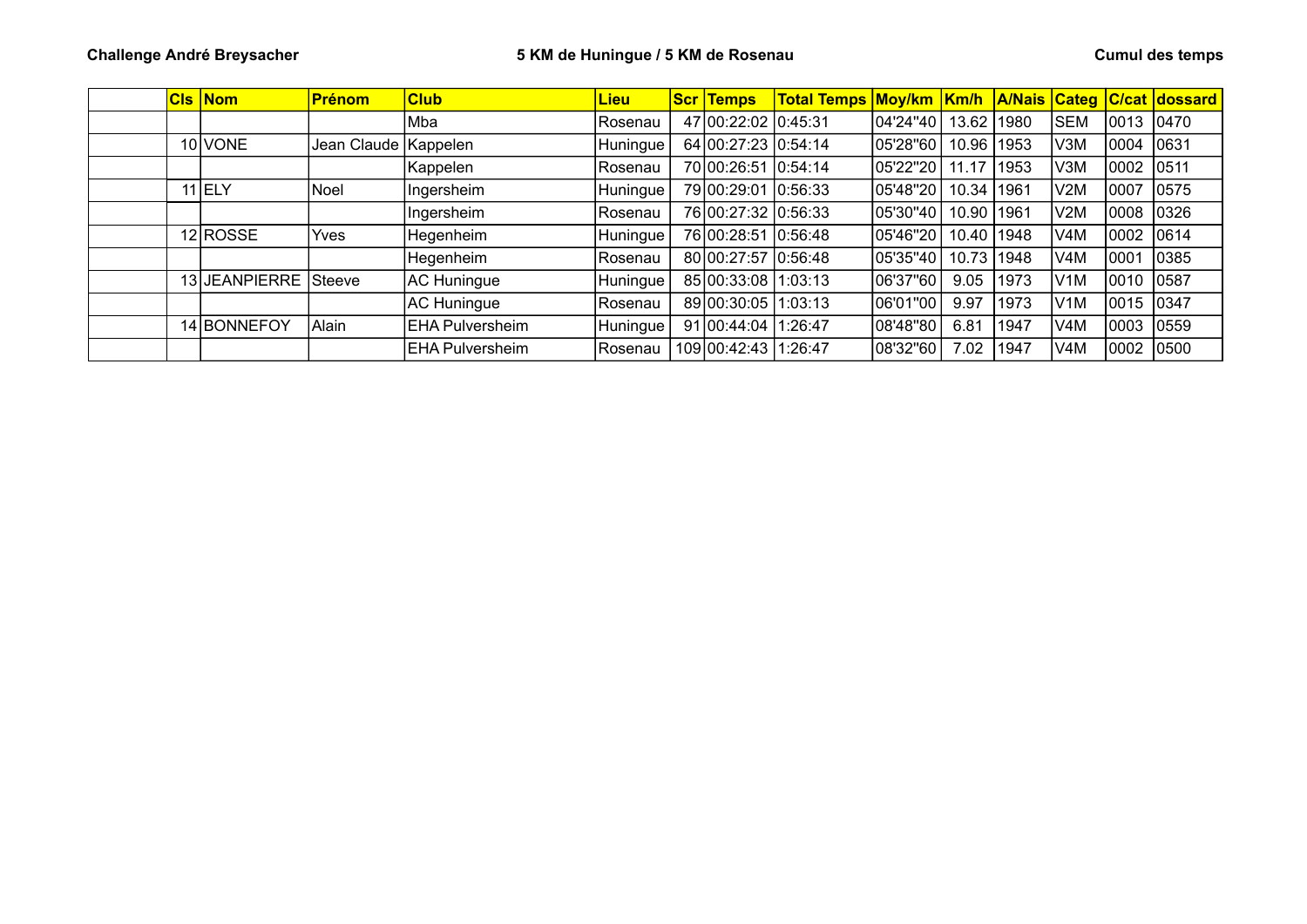| | Cls | Nom | Prénom | Club | Lieu | Scr | Temps | Total Temps | Moy/km | Km/h | A/Nais | Categ | C/cat | dossard |
|---|---|---|---|---|---|---|---|---|---|---|---|---|---|---|
| | | | | Mba | Rosenau | 47 | 00:22:02 | 0:45:31 | 04'24"40 | 13.62 | 1980 | SEM | 0013 | 0470 |
| | 10 | VONE | Jean Claude | Kappelen | Huningue | 64 | 00:27:23 | 0:54:14 | 05'28"60 | 10.96 | 1953 | V3M | 0004 | 0631 |
| | | | | Kappelen | Rosenau | 70 | 00:26:51 | 0:54:14 | 05'22"20 | 11.17 | 1953 | V3M | 0002 | 0511 |
| | 11 | ELY | Noel | Ingersheim | Huningue | 79 | 00:29:01 | 0:56:33 | 05'48"20 | 10.34 | 1961 | V2M | 0007 | 0575 |
| | | | | Ingersheim | Rosenau | 76 | 00:27:32 | 0:56:33 | 05'30"40 | 10.90 | 1961 | V2M | 0008 | 0326 |
| | 12 | ROSSE | Yves | Hegenheim | Huningue | 76 | 00:28:51 | 0:56:48 | 05'46"20 | 10.40 | 1948 | V4M | 0002 | 0614 |
| | | | | Hegenheim | Rosenau | 80 | 00:27:57 | 0:56:48 | 05'35"40 | 10.73 | 1948 | V4M | 0001 | 0385 |
| | 13 | JEANPIERRE | Steeve | AC Huningue | Huningue | 85 | 00:33:08 | 1:03:13 | 06'37"60 | 9.05 | 1973 | V1M | 0010 | 0587 |
| | | | | AC Huningue | Rosenau | 89 | 00:30:05 | 1:03:13 | 06'01"00 | 9.97 | 1973 | V1M | 0015 | 0347 |
| | 14 | BONNEFOY | Alain | EHA Pulversheim | Huningue | 91 | 00:44:04 | 1:26:47 | 08'48"80 | 6.81 | 1947 | V4M | 0003 | 0559 |
| | | | | EHA Pulversheim | Rosenau | 109 | 00:42:43 | 1:26:47 | 08'32"60 | 7.02 | 1947 | V4M | 0002 | 0500 |